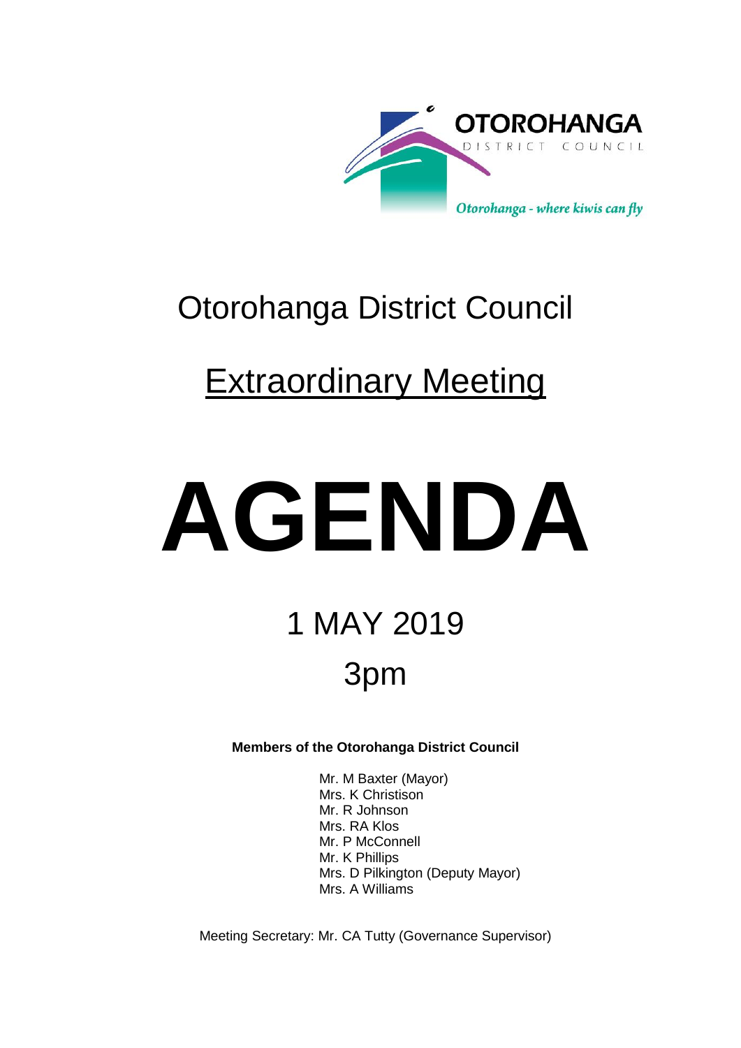OTOROHANGA
DISTRICT COUNCIL

*Otorohanga - where kiwis can fly*

# Otorohanga District Council

## Extraordinary Meeting

# AGENDA

## 1 MAY 2019

## 3pm

**Members of the Otorohanga District Council**

Mr. M Baxter (Mayor)
Mrs. K Christison
Mr. R Johnson
Mrs. RA Klos
Mr. P McConnell
Mr. K Phillips
Mrs. D Pilkington (Deputy Mayor)
Mrs. A Williams

Meeting Secretary: Mr. CA Tutty (Governance Supervisor)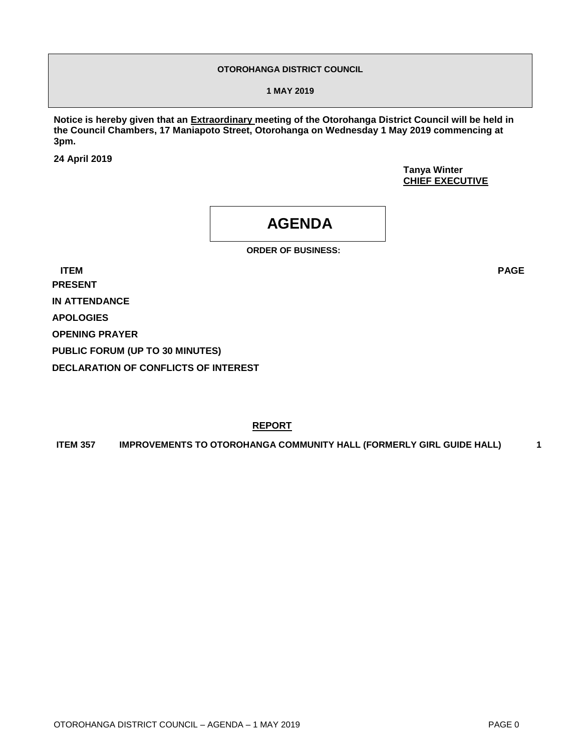**OTOROHANGA DISTRICT COUNCIL**

**1 MAY 2019**

**Notice is hereby given that an Extraordinary meeting of the Otorohanga District Council will be held in the Council Chambers, 17 Maniapoto Street, Otorohanga on Wednesday 1 May 2019 commencing at 3pm.**

**24 April 2019**

**Tanya Winter**
**CHIEF EXECUTIVE**

# AGENDA

**ORDER OF BUSINESS:**

| ITEM | PAGE |
|---|---|
| **PRESENT** | |
| **IN ATTENDANCE** | |
| **APOLOGIES** | |
| **OPENING PRAYER** | |
| **PUBLIC FORUM (UP TO 30 MINUTES)** | |
| **DECLARATION OF CONFLICTS OF INTEREST** | |

**REPORT**

| | | |
|---|---|---|
| **ITEM 357** | **IMPROVEMENTS TO OTOROHANGA COMMUNITY HALL (FORMERLY GIRL GUIDE HALL)** | **1** |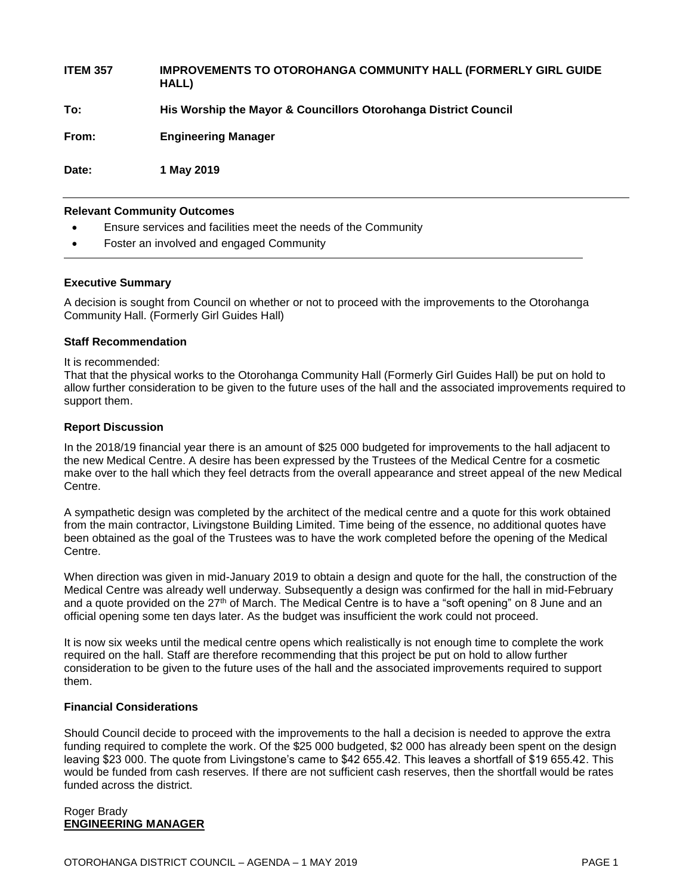**ITEM 357 IMPROVEMENTS TO OTOROHANGA COMMUNITY HALL (FORMERLY GIRL GUIDE HALL)**

**To: His Worship the Mayor & Councillors Otorohanga District Council**

**From: Engineering Manager**

**Date: 1 May 2019**

---

**Relevant Community Outcomes**

- Ensure services and facilities meet the needs of the Community
- Foster an involved and engaged Community

---

**Executive Summary**

A decision is sought from Council on whether or not to proceed with the improvements to the Otorohanga Community Hall. (Formerly Girl Guides Hall)

**Staff Recommendation**

It is recommended:
That that the physical works to the Otorohanga Community Hall (Formerly Girl Guides Hall) be put on hold to allow further consideration to be given to the future uses of the hall and the associated improvements required to support them.

**Report Discussion**

In the 2018/19 financial year there is an amount of $25 000 budgeted for improvements to the hall adjacent to the new Medical Centre. A desire has been expressed by the Trustees of the Medical Centre for a cosmetic make over to the hall which they feel detracts from the overall appearance and street appeal of the new Medical Centre.

A sympathetic design was completed by the architect of the medical centre and a quote for this work obtained from the main contractor, Livingstone Building Limited. Time being of the essence, no additional quotes have been obtained as the goal of the Trustees was to have the work completed before the opening of the Medical Centre.

When direction was given in mid-January 2019 to obtain a design and quote for the hall, the construction of the Medical Centre was already well underway. Subsequently a design was confirmed for the hall in mid-February and a quote provided on the 27th of March. The Medical Centre is to have a "soft opening" on 8 June and an official opening some ten days later. As the budget was insufficient the work could not proceed.

It is now six weeks until the medical centre opens which realistically is not enough time to complete the work required on the hall. Staff are therefore recommending that this project be put on hold to allow further consideration to be given to the future uses of the hall and the associated improvements required to support them.

**Financial Considerations**

Should Council decide to proceed with the improvements to the hall a decision is needed to approve the extra funding required to complete the work. Of the $25 000 budgeted, $2 000 has already been spent on the design leaving $23 000. The quote from Livingstone's came to $42 655.42. This leaves a shortfall of $19 655.42. This would be funded from cash reserves. If there are not sufficient cash reserves, then the shortfall would be rates funded across the district.

Roger Brady
**ENGINEERING MANAGER**